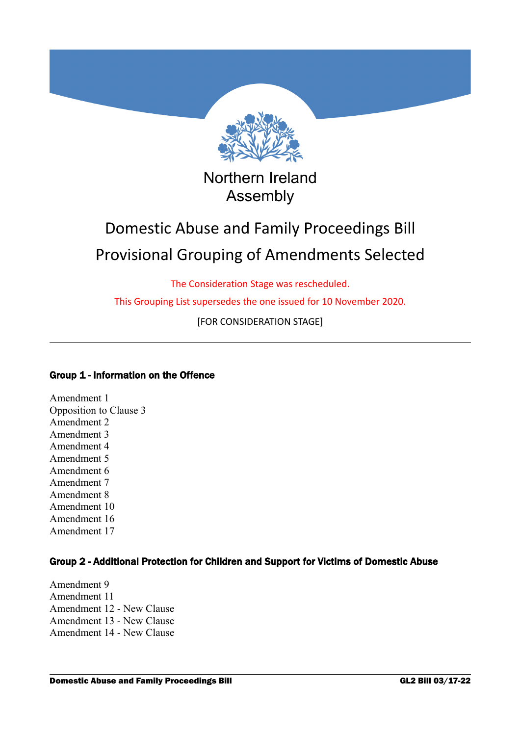Northern Ireland Assembly

# Domestic Abuse and Family Proceedings Bill

# Provisional Grouping of Amendments Selected

The Consideration Stage was rescheduled.

This Grouping List supersedes the one issued for 10 November 2020.

[FOR CONSIDERATION STAGE]

---

### Group 1 - Information on the Offence

Amendment 1
Opposition to Clause 3
Amendment 2
Amendment 3
Amendment 4
Amendment 5
Amendment 6
Amendment 7
Amendment 8
Amendment 10
Amendment 16
Amendment 17

### Group 2 - Additional Protection for Children and Support for Victims of Domestic Abuse

Amendment 9
Amendment 11
Amendment 12 - New Clause
Amendment 13 - New Clause
Amendment 14 - New Clause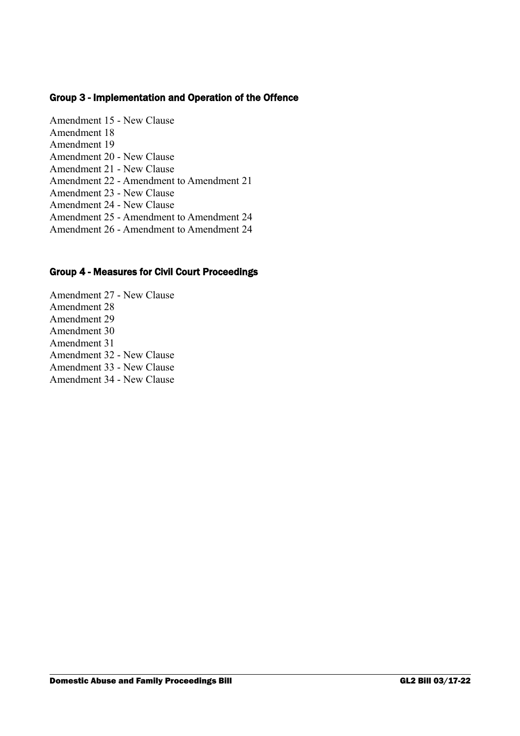### Group 3 - Implementation and Operation of the Offence

Amendment 15 - New Clause
Amendment 18
Amendment 19
Amendment 20 - New Clause
Amendment 21 - New Clause
Amendment 22 - Amendment to Amendment 21
Amendment 23 - New Clause
Amendment 24 - New Clause
Amendment 25 - Amendment to Amendment 24
Amendment 26 - Amendment to Amendment 24

### Group 4 - Measures for Civil Court Proceedings

Amendment 27 - New Clause
Amendment 28
Amendment 29
Amendment 30
Amendment 31
Amendment 32 - New Clause
Amendment 33 - New Clause
Amendment 34 - New Clause